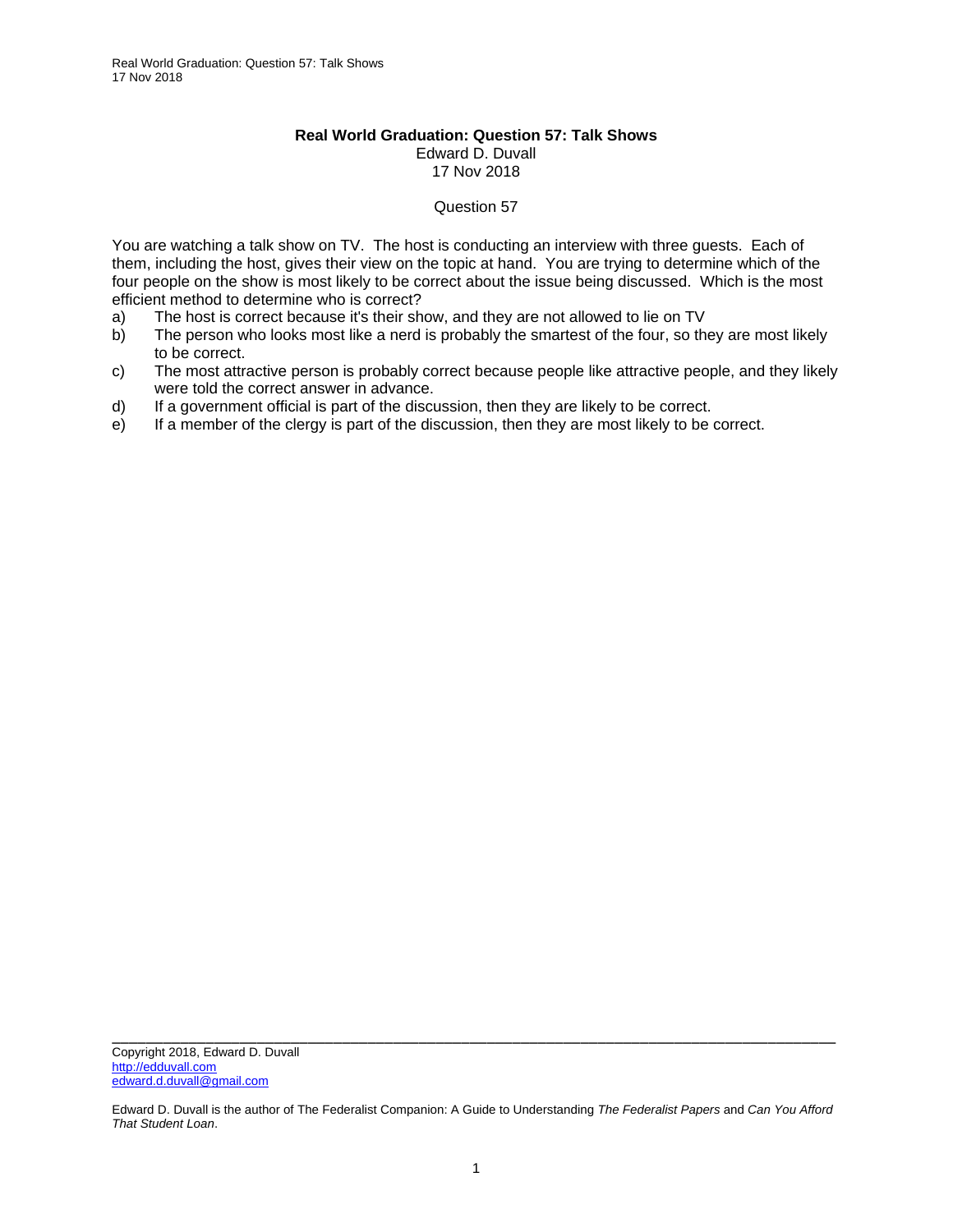**Real World Graduation: Question 57: Talk Shows**

Edward D. Duvall

17 Nov 2018

Question 57

You are watching a talk show on TV. The host is conducting an interview with three guests. Each of them, including the host, gives their view on the topic at hand. You are trying to determine which of the four people on the show is most likely to be correct about the issue being discussed. Which is the most efficient method to determine who is correct?

a) The host is correct because it's their show, and they are not allowed to lie on TV

b) The person who looks most like a nerd is probably the smartest of the four, so they are most likely to be correct.

c) The most attractive person is probably correct because people like attractive people, and they likely were told the correct answer in advance.

d) If a government official is part of the discussion, then they are likely to be correct.

e) If a member of the clergy is part of the discussion, then they are most likely to be correct.

---

Copyright 2018, Edward D. Duvall

http://edduvall.com

edward.d.duvall@gmail.com

Edward D. Duvall is the author of The Federalist Companion: A Guide to Understanding *The Federalist Papers* and *Can You Afford That Student Loan*.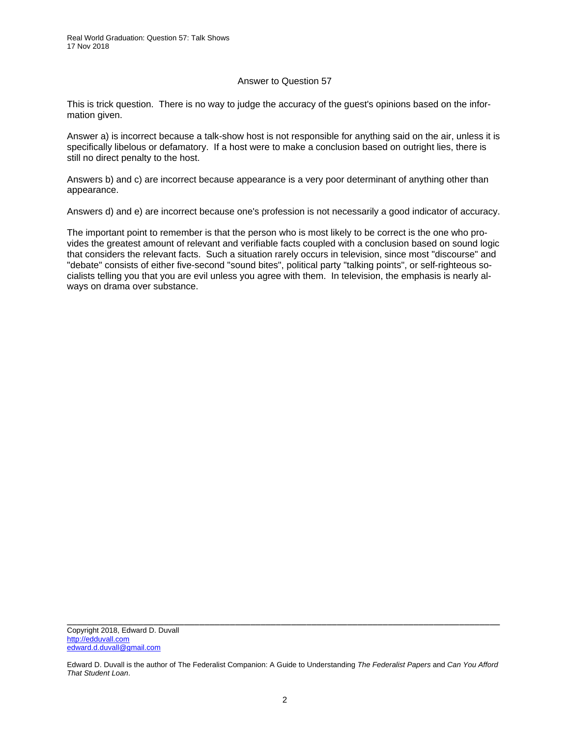## Answer to Question 57

This is trick question. There is no way to judge the accuracy of the guest's opinions based on the information given.

Answer a) is incorrect because a talk-show host is not responsible for anything said on the air, unless it is specifically libelous or defamatory. If a host were to make a conclusion based on outright lies, there is still no direct penalty to the host.

Answers b) and c) are incorrect because appearance is a very poor determinant of anything other than appearance.

Answers d) and e) are incorrect because one's profession is not necessarily a good indicator of accuracy.

The important point to remember is that the person who is most likely to be correct is the one who provides the greatest amount of relevant and verifiable facts coupled with a conclusion based on sound logic that considers the relevant facts. Such a situation rarely occurs in television, since most "discourse" and "debate" consists of either five-second "sound bites", political party "talking points", or self-righteous socialists telling you that you are evil unless you agree with them. In television, the emphasis is nearly always on drama over substance.

---

Copyright 2018, Edward D. Duvall
http://edduvall.com
edward.d.duvall@gmail.com

Edward D. Duvall is the author of The Federalist Companion: A Guide to Understanding *The Federalist Papers* and *Can You Afford That Student Loan*.